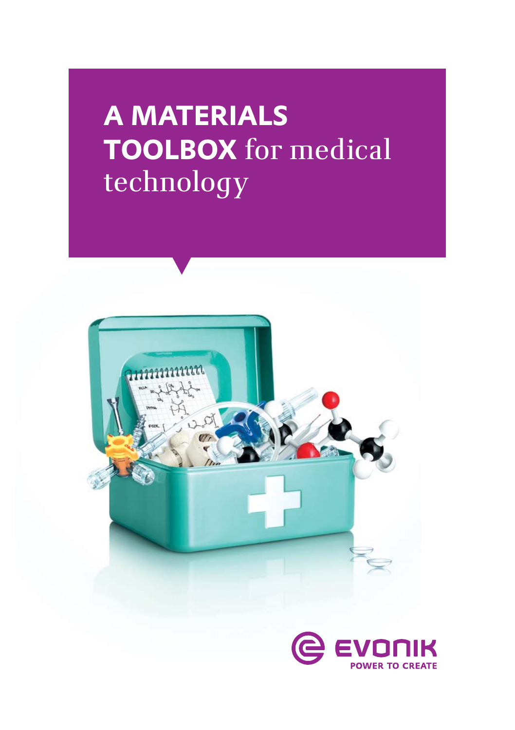# A MATERIALS TOOLBOX for medical technology

EVONIK
POWER TO CREATE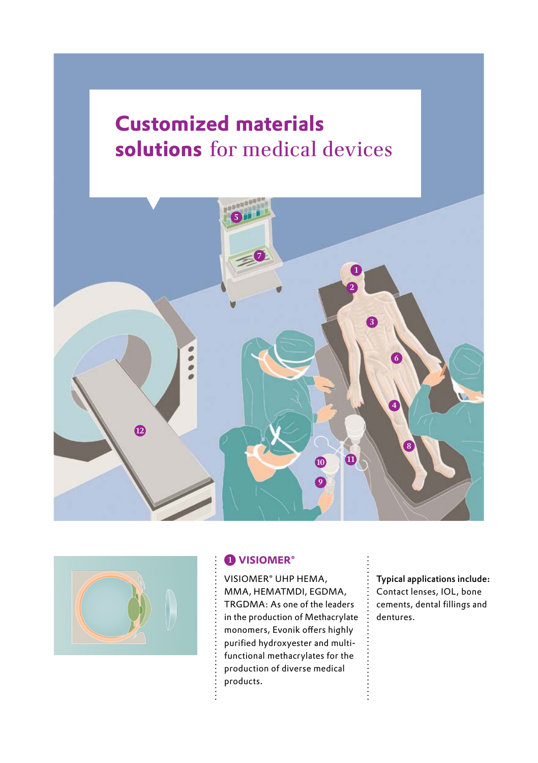# **Customized materials solutions** for medical devices

## 1 VISIOMER®

VISIOMER® UHP HEMA, MMA, HEMATMDI, EGDMA, TRGDMA: As one of the leaders in the production of Methacrylate monomers, Evonik offers highly purified hydroxyester and multi-functional methacrylates for the production of diverse medical products.

**Typical applications include:**
Contact lenses, IOL, bone cements, dental fillings and dentures.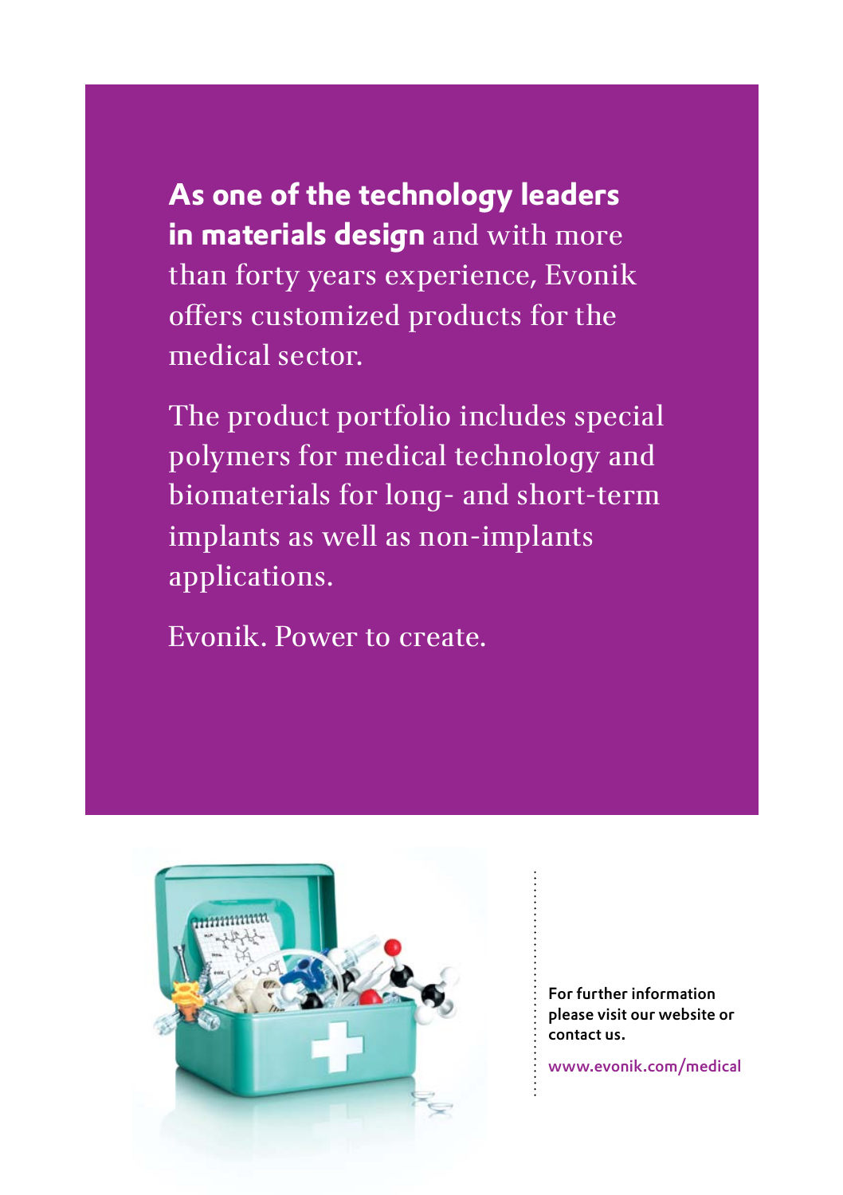**As one of the technology leaders in materials design** and with more than forty years experience, Evonik offers customized products for the medical sector.

The product portfolio includes special polymers for medical technology and biomaterials for long- and short-term implants as well as non-implants applications.

Evonik. Power to create.

**For further information please visit our website or contact us.**

www.evonik.com/medical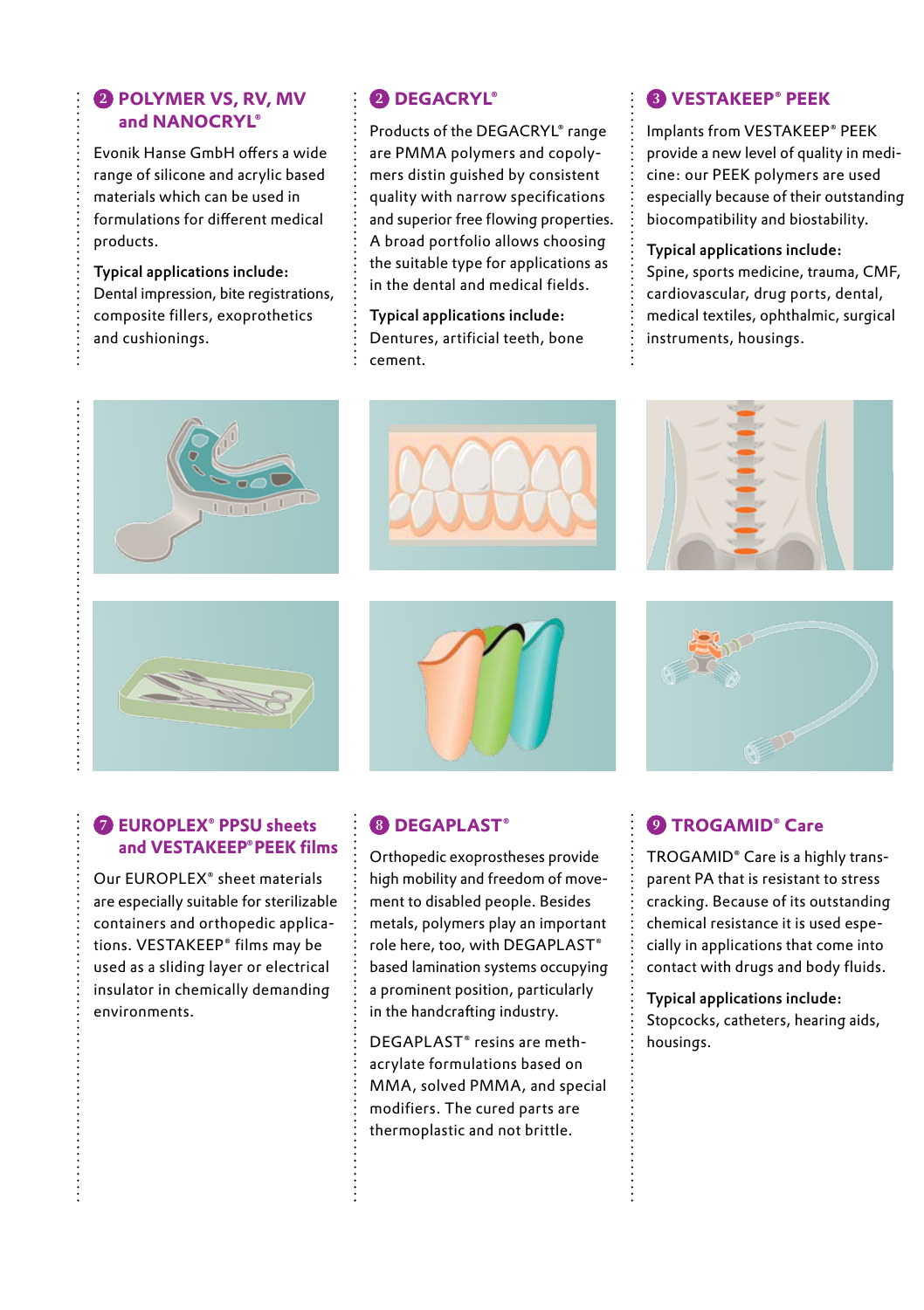## ❷ POLYMER VS, RV, MV and NANOCRYL®

Evonik Hanse GmbH offers a wide range of silicone and acrylic based materials which can be used in formulations for different medical products.

**Typical applications include:**
Dental impression, bite registrations, composite fillers, exoprothetics and cushionings.

## ❷ DEGACRYL®

Products of the DEGACRYL® range are PMMA polymers and copolymers distin guished by consistent quality with narrow specifications and superior free flowing properties. A broad portfolio allows choosing the suitable type for applications as in the dental and medical fields.

**Typical applications include:**
Dentures, artificial teeth, bone cement.

## ❸ VESTAKEEP® PEEK

Implants from VESTAKEEP® PEEK provide a new level of quality in medicine: our PEEK polymers are used especially because of their outstanding biocompatibility and biostability.

**Typical applications include:**
Spine, sports medicine, trauma, CMF, cardiovascular, drug ports, dental, medical textiles, ophthalmic, surgical instruments, housings.

## ❼ EUROPLEX® PPSU sheets and VESTAKEEP® PEEK films

Our EUROPLEX® sheet materials are especially suitable for sterilizable containers and orthopedic applications. VESTAKEEP® films may be used as a sliding layer or electrical insulator in chemically demanding environments.

## ❽ DEGAPLAST®

Orthopedic exoprostheses provide high mobility and freedom of movement to disabled people. Besides metals, polymers play an important role here, too, with DEGAPLAST® based lamination systems occupying a prominent position, particularly in the handcrafting industry.

DEGAPLAST® resins are methacrylate formulations based on MMA, solved PMMA, and special modifiers. The cured parts are thermoplastic and not brittle.

## ❾ TROGAMID® Care

TROGAMID® Care is a highly transparent PA that is resistant to stress cracking. Because of its outstanding chemical resistance it is used especially in applications that come into contact with drugs and body fluids.

**Typical applications include:**
Stopcocks, catheters, hearing aids, housings.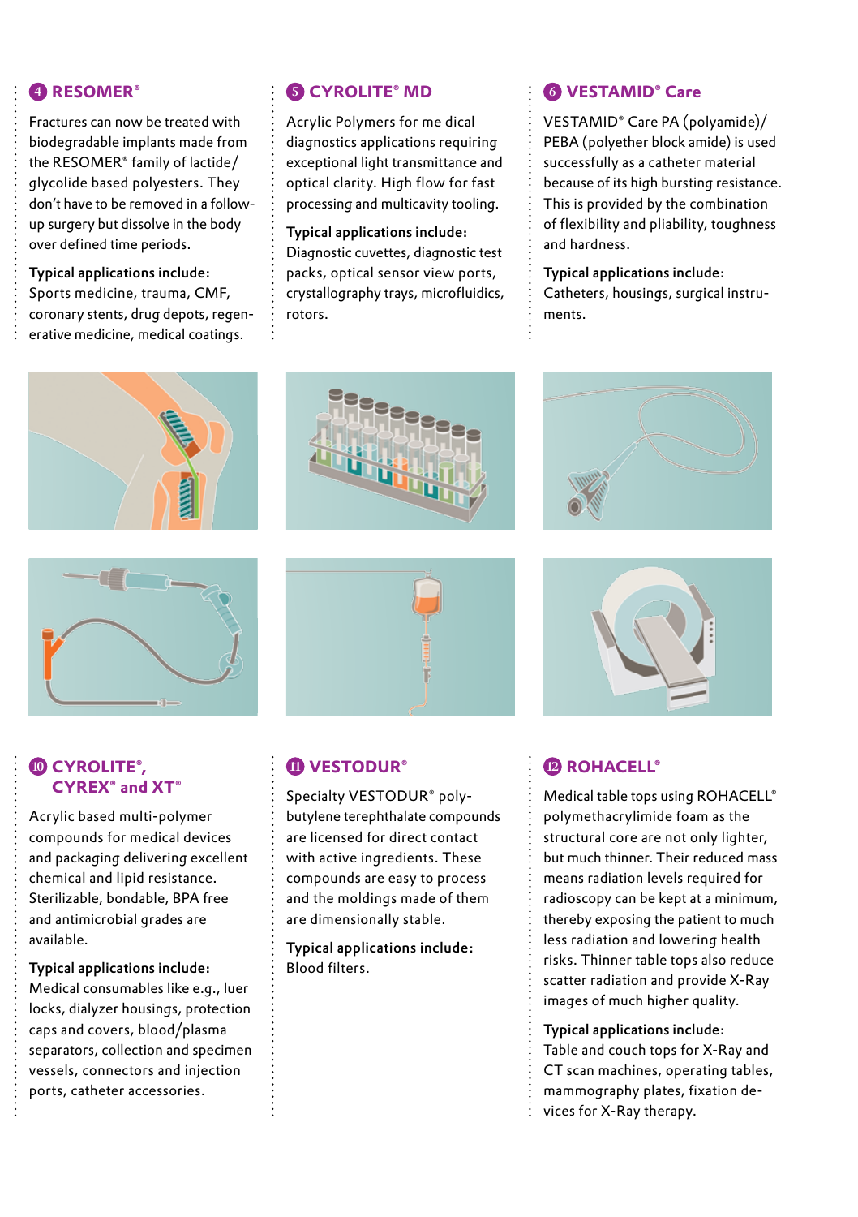## 4 RESOMER®

Fractures can now be treated with biodegradable implants made from the RESOMER® family of lactide/glycolide based polyesters. They don't have to be removed in a follow-up surgery but dissolve in the body over defined time periods.

**Typical applications include:**
Sports medicine, trauma, CMF, coronary stents, drug depots, regenerative medicine, medical coatings.

## 5 CYROLITE® MD

Acrylic Polymers for me dical diagnostics applications requiring exceptional light transmittance and optical clarity. High flow for fast processing and multicavity tooling.

**Typical applications include:**
Diagnostic cuvettes, diagnostic test packs, optical sensor view ports, crystallography trays, microfluidics, rotors.

## 6 VESTAMID® Care

VESTAMID® Care PA (polyamide)/PEBA (polyether block amide) is used successfully as a catheter material because of its high bursting resistance. This is provided by the combination of flexibility and pliability, toughness and hardness.

**Typical applications include:**
Catheters, housings, surgical instruments.

## 10 CYROLITE®, CYREX® and XT®

Acrylic based multi-polymer compounds for medical devices and packaging delivering excellent chemical and lipid resistance. Sterilizable, bondable, BPA free and antimicrobial grades are available.

**Typical applications include:**
Medical consumables like e.g., luer locks, dialyzer housings, protection caps and covers, blood/plasma separators, collection and specimen vessels, connectors and injection ports, catheter accessories.

## 11 VESTODUR®

Specialty VESTODUR® polybutylene terephthalate compounds are licensed for direct contact with active ingredients. These compounds are easy to process and the moldings made of them are dimensionally stable.

**Typical applications include:**
Blood filters.

## 12 ROHACELL®

Medical table tops using ROHACELL® polymethacrylimide foam as the structural core are not only lighter, but much thinner. Their reduced mass means radiation levels required for radioscopy can be kept at a minimum, thereby exposing the patient to much less radiation and lowering health risks. Thinner table tops also reduce scatter radiation and provide X-Ray images of much higher quality.

**Typical applications include:**
Table and couch tops for X-Ray and CT scan machines, operating tables, mammography plates, fixation devices for X-Ray therapy.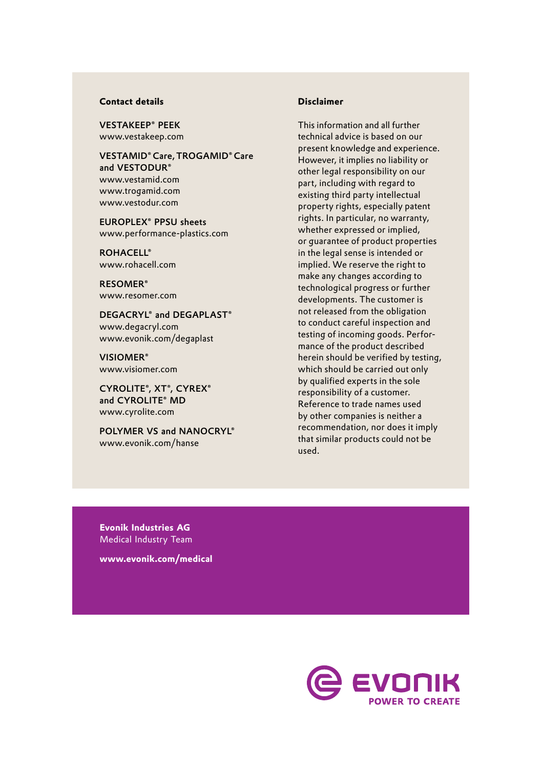## Contact details

**VESTAKEEP® PEEK**
www.vestakeep.com

**VESTAMID® Care, TROGAMID® Care and VESTODUR®**
www.vestamid.com
www.trogamid.com
www.vestodur.com

**EUROPLEX® PPSU sheets**
www.performance-plastics.com

**ROHACELL®**
www.rohacell.com

**RESOMER®**
www.resomer.com

**DEGACRYL® and DEGAPLAST®**
www.degacryl.com
www.evonik.com/degaplast

**VISIOMER®**
www.visiomer.com

**CYROLITE®, XT®, CYREX® and CYROLITE® MD**
www.cyrolite.com

**POLYMER VS and NANOCRYL®**
www.evonik.com/hanse

## Disclaimer

This information and all further technical advice is based on our present knowledge and experience. However, it implies no liability or other legal responsibility on our part, including with regard to existing third party intellectual property rights, especially patent rights. In particular, no warranty, whether expressed or implied, or guarantee of product properties in the legal sense is intended or implied. We reserve the right to make any changes according to technological progress or further developments. The customer is not released from the obligation to conduct careful inspection and testing of incoming goods. Performance of the product described herein should be verified by testing, which should be carried out only by qualified experts in the sole responsibility of a customer. Reference to trade names used by other companies is neither a recommendation, nor does it imply that similar products could not be used.

**Evonik Industries AG**
Medical Industry Team

**www.evonik.com/medical**

EVONIK
POWER TO CREATE